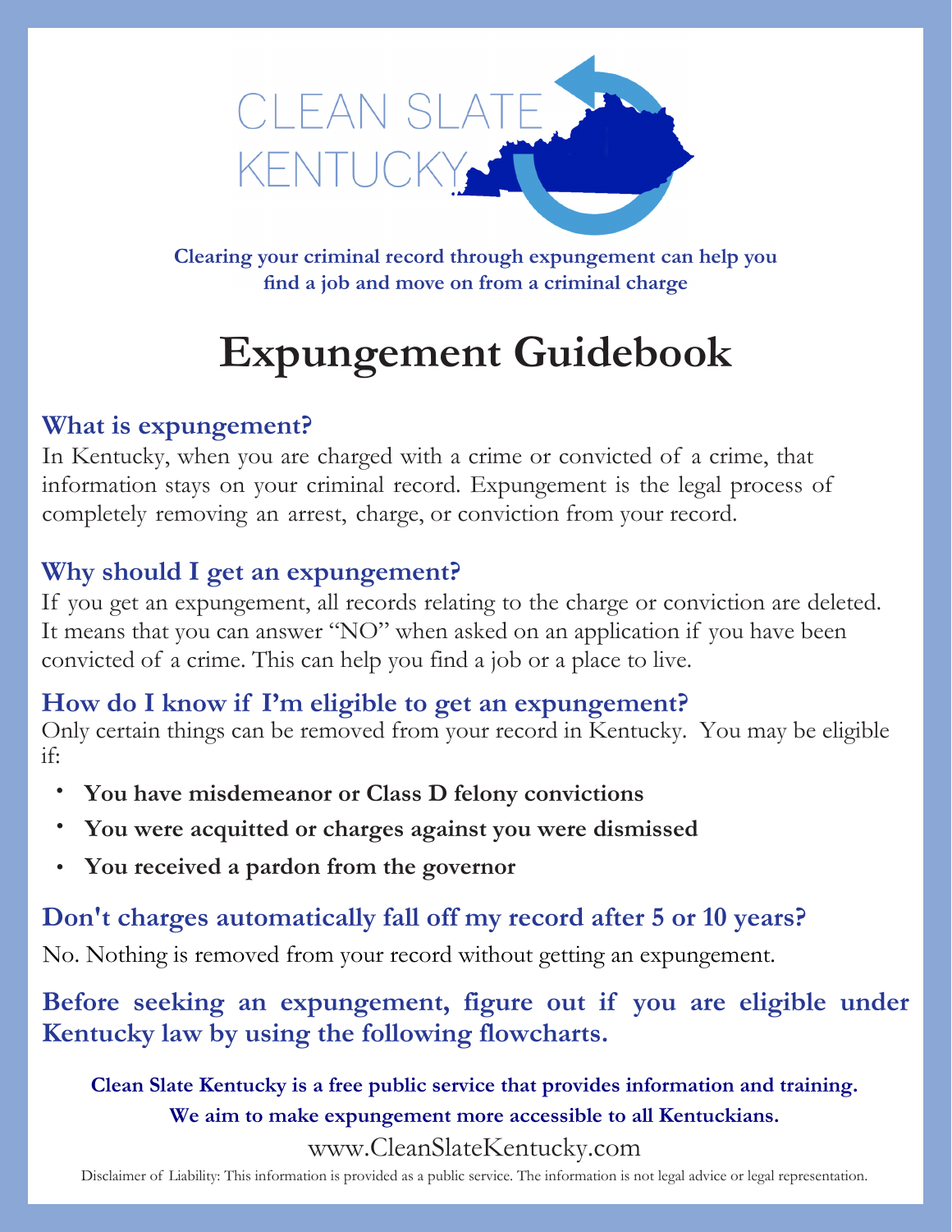CLEAN SLATE KENTUCKY

**Clearing your criminal record through expungement can help you find a job and move on from a criminal charge**

# Expungement Guidebook

## What is expungement?

In Kentucky, when you are charged with a crime or convicted of a crime, that information stays on your criminal record. Expungement is the legal process of completely removing an arrest, charge, or conviction from your record.

## Why should I get an expungement?

If you get an expungement, all records relating to the charge or conviction are deleted. It means that you can answer "NO" when asked on an application if you have been convicted of a crime. This can help you find a job or a place to live.

## How do I know if I'm eligible to get an expungement?

Only certain things can be removed from your record in Kentucky. You may be eligible if:

- **You have misdemeanor or Class D felony convictions**
- **You were acquitted or charges against you were dismissed**
- **You received a pardon from the governor**

## Don't charges automatically fall off my record after 5 or 10 years?

No. Nothing is removed from your record without getting an expungement.

**Before seeking an expungement, figure out if you are eligible under Kentucky law by using the following flowcharts.**

**Clean Slate Kentucky is a free public service that provides information and training.**

**We aim to make expungement more accessible to all Kentuckians.**

www.CleanSlateKentucky.com

Disclaimer of Liability: This information is provided as a public service. The information is not legal advice or legal representation.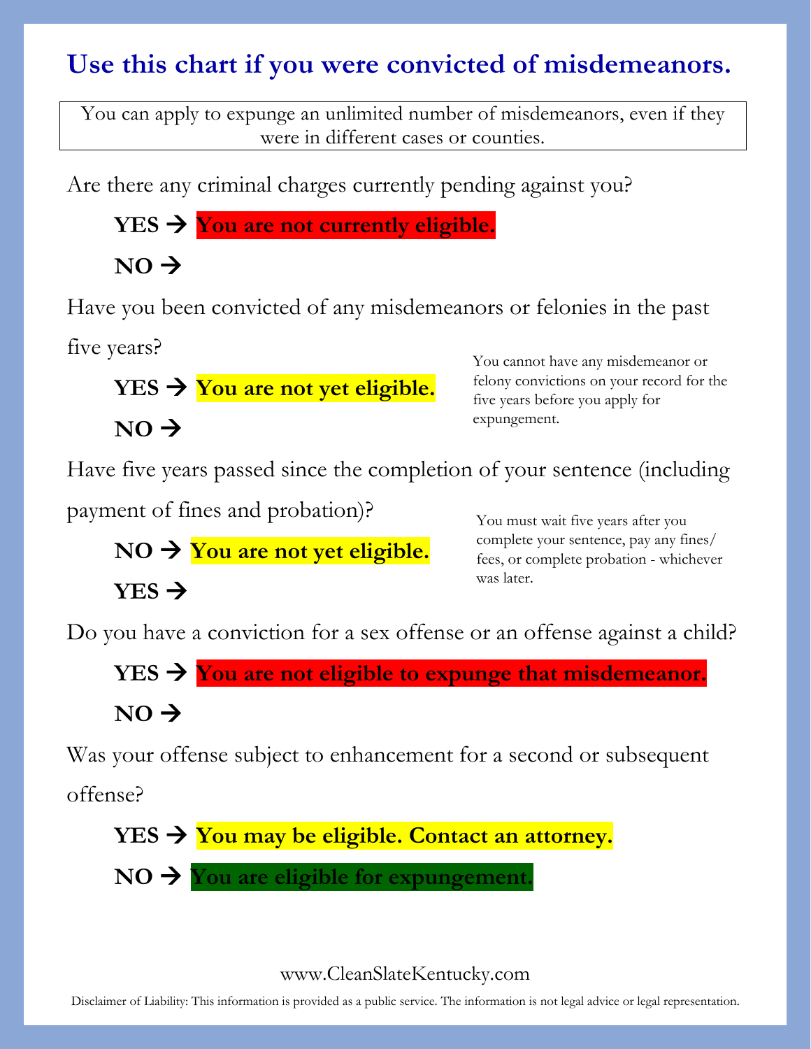# Use this chart if you were convicted of misdemeanors.

You can apply to expunge an unlimited number of misdemeanors, even if they were in different cases or counties.

Are there any criminal charges currently pending against you?

**YES →** **You are not currently eligible.**

**NO →**

Have you been convicted of any misdemeanors or felonies in the past five years?

**YES →** **You are not yet eligible.**

**NO →**

You cannot have any misdemeanor or felony convictions on your record for the five years before you apply for expungement.

Have five years passed since the completion of your sentence (including payment of fines and probation)?

**NO →** **You are not yet eligible.**

**YES →**

You must wait five years after you complete your sentence, pay any fines/ fees, or complete probation - whichever was later.

Do you have a conviction for a sex offense or an offense against a child?

**YES →** **You are not eligible to expunge that misdemeanor.**

**NO →**

Was your offense subject to enhancement for a second or subsequent offense?

**YES →** **You may be eligible. Contact an attorney.**

**NO →** **You are eligible for expungement.**

www.CleanSlateKentucky.com

Disclaimer of Liability: This information is provided as a public service. The information is not legal advice or legal representation.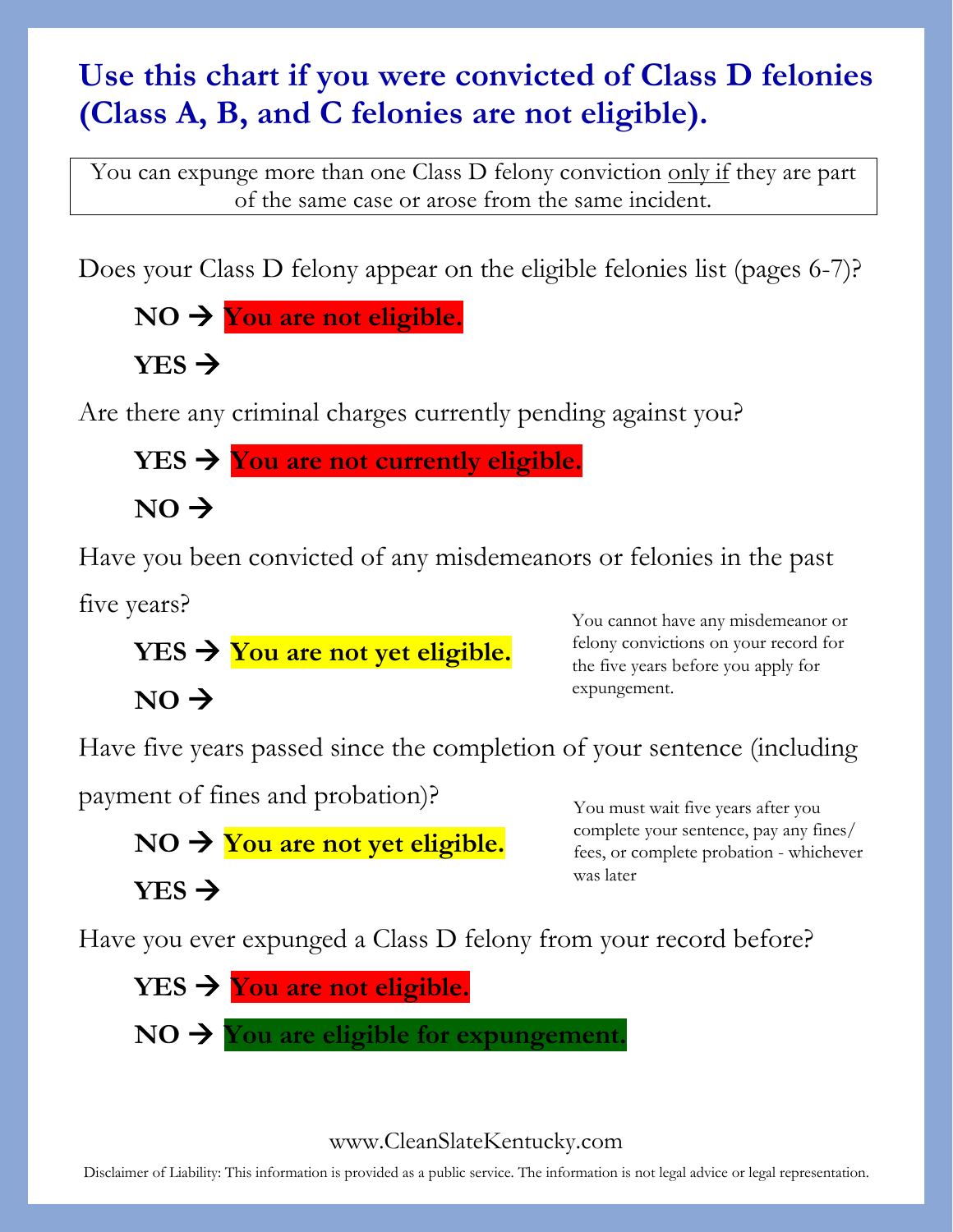# Use this chart if you were convicted of Class D felonies (Class A, B, and C felonies are not eligible).

You can expunge more than one Class D felony conviction <u>only if</u> they are part of the same case or arose from the same incident.

Does your Class D felony appear on the eligible felonies list (pages 6-7)?

**NO →** **You are not eligible.**

**YES →**

Are there any criminal charges currently pending against you?

**YES →** **You are not currently eligible.**

**NO →**

Have you been convicted of any misdemeanors or felonies in the past five years?

**YES →** **You are not yet eligible.**

**NO →**

You cannot have any misdemeanor or felony convictions on your record for the five years before you apply for expungement.

Have five years passed since the completion of your sentence (including payment of fines and probation)?

**NO →** **You are not yet eligible.**

**YES →**

You must wait five years after you complete your sentence, pay any fines/ fees, or complete probation - whichever was later

Have you ever expunged a Class D felony from your record before?

**YES →** **You are not eligible.**

**NO →** **You are eligible for expungement.**

www.CleanSlateKentucky.com

Disclaimer of Liability: This information is provided as a public service. The information is not legal advice or legal representation.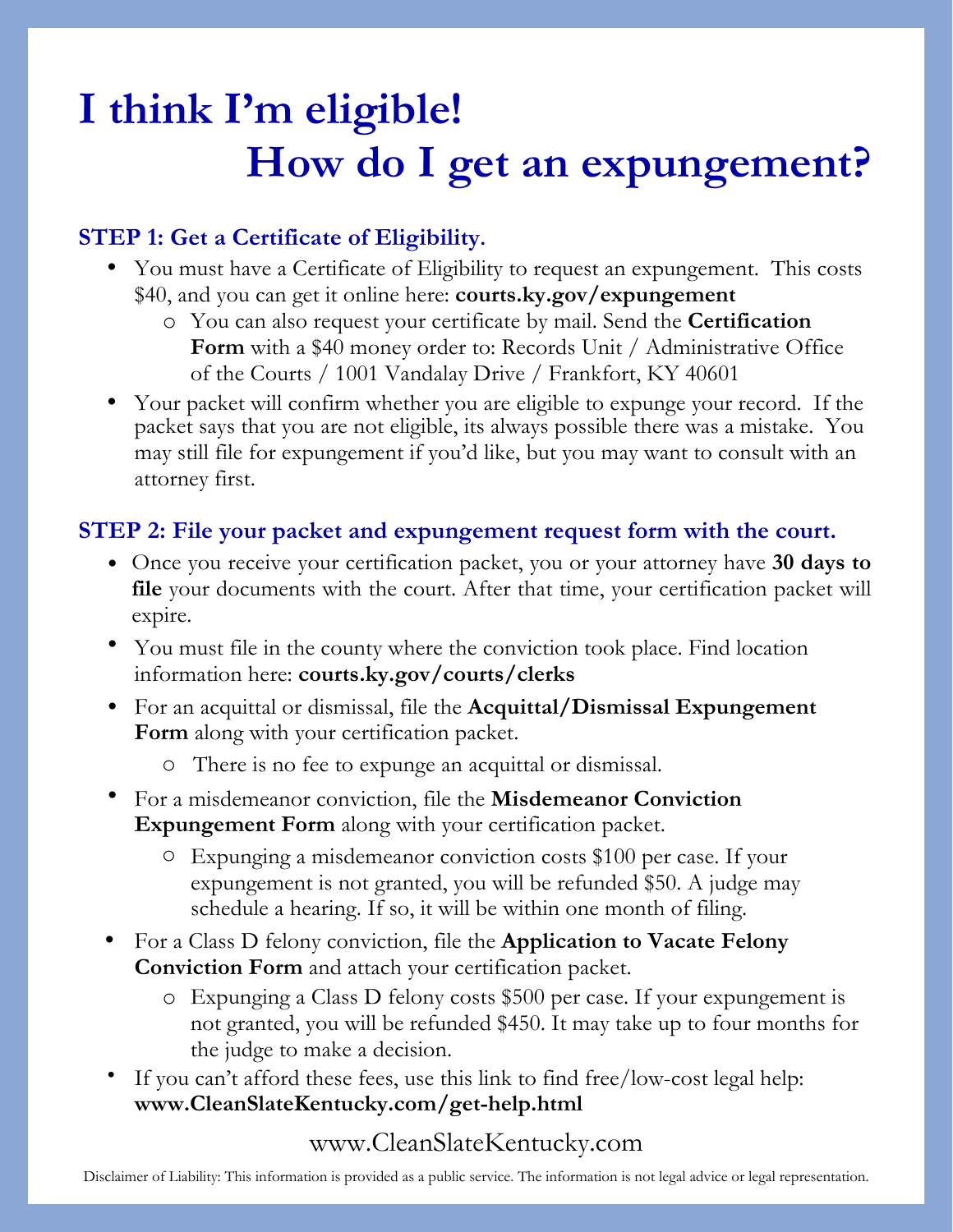# I think I'm eligible! How do I get an expungement?

### STEP 1: Get a Certificate of Eligibility.

- You must have a Certificate of Eligibility to request an expungement. This costs $40, and you can get it online here: **courts.ky.gov/expungement**
  - You can also request your certificate by mail. Send the **Certification Form** with a $40 money order to: Records Unit / Administrative Office of the Courts / 1001 Vandalay Drive / Frankfort, KY 40601
- Your packet will confirm whether you are eligible to expunge your record. If the packet says that you are not eligible, its always possible there was a mistake. You may still file for expungement if you'd like, but you may want to consult with an attorney first.

### STEP 2: File your packet and expungement request form with the court.

- Once you receive your certification packet, you or your attorney have **30 days to file** your documents with the court. After that time, your certification packet will expire.
- You must file in the county where the conviction took place. Find location information here: **courts.ky.gov/courts/clerks**
- For an acquittal or dismissal, file the **Acquittal/Dismissal Expungement Form** along with your certification packet.
  - There is no fee to expunge an acquittal or dismissal.
- For a misdemeanor conviction, file the **Misdemeanor Conviction Expungement Form** along with your certification packet.
  - Expunging a misdemeanor conviction costs $100 per case. If your expungement is not granted, you will be refunded $50. A judge may schedule a hearing. If so, it will be within one month of filing.
- For a Class D felony conviction, file the **Application to Vacate Felony Conviction Form** and attach your certification packet.
  - Expunging a Class D felony costs $500 per case. If your expungement is not granted, you will be refunded $450. It may take up to four months for the judge to make a decision.
- If you can't afford these fees, use this link to find free/low-cost legal help: **www.CleanSlateKentucky.com/get-help.html**

www.CleanSlateKentucky.com

Disclaimer of Liability: This information is provided as a public service. The information is not legal advice or legal representation.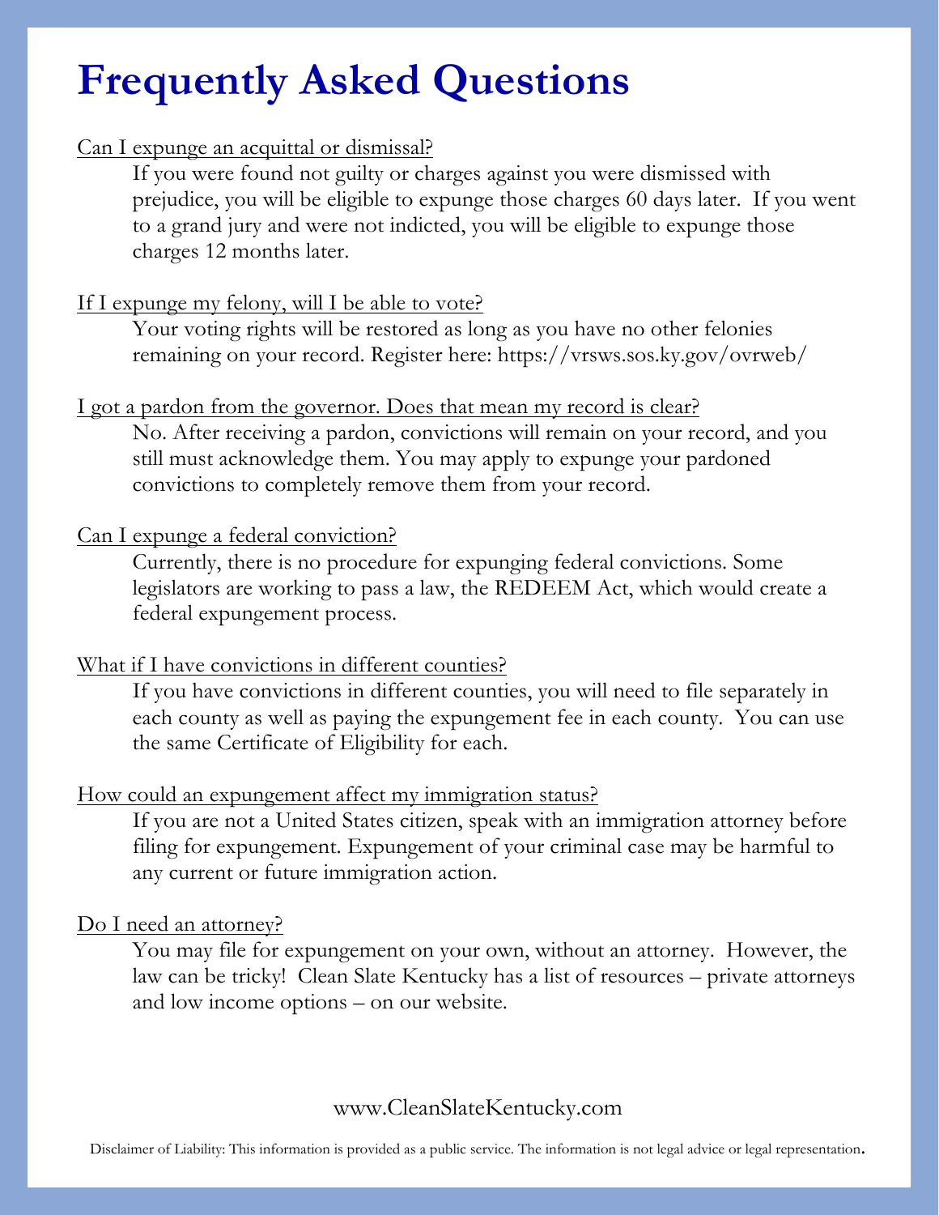# Frequently Asked Questions

Can I expunge an acquittal or dismissal?

If you were found not guilty or charges against you were dismissed with prejudice, you will be eligible to expunge those charges 60 days later. If you went to a grand jury and were not indicted, you will be eligible to expunge those charges 12 months later.

If I expunge my felony, will I be able to vote?

Your voting rights will be restored as long as you have no other felonies remaining on your record. Register here: https://vrsws.sos.ky.gov/ovrweb/

I got a pardon from the governor. Does that mean my record is clear?

No. After receiving a pardon, convictions will remain on your record, and you still must acknowledge them. You may apply to expunge your pardoned convictions to completely remove them from your record.

Can I expunge a federal conviction?

Currently, there is no procedure for expunging federal convictions. Some legislators are working to pass a law, the REDEEM Act, which would create a federal expungement process.

What if I have convictions in different counties?

If you have convictions in different counties, you will need to file separately in each county as well as paying the expungement fee in each county. You can use the same Certificate of Eligibility for each.

How could an expungement affect my immigration status?

If you are not a United States citizen, speak with an immigration attorney before filing for expungement. Expungement of your criminal case may be harmful to any current or future immigration action.

Do I need an attorney?

You may file for expungement on your own, without an attorney. However, the law can be tricky! Clean Slate Kentucky has a list of resources – private attorneys and low income options – on our website.

www.CleanSlateKentucky.com

Disclaimer of Liability: This information is provided as a public service. The information is not legal advice or legal representation.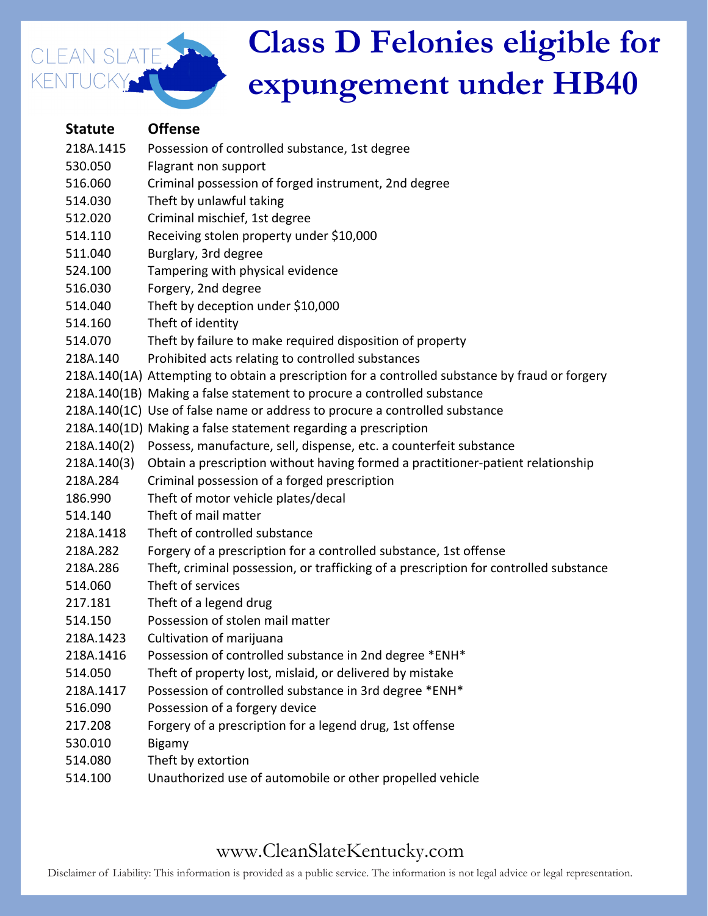CLEAN SLATE KENTUCKY

# Class D Felonies eligible for expungement under HB40

| Statute | Offense |
|---|---|
| 218A.1415 | Possession of controlled substance, 1st degree |
| 530.050 | Flagrant non support |
| 516.060 | Criminal possession of forged instrument, 2nd degree |
| 514.030 | Theft by unlawful taking |
| 512.020 | Criminal mischief, 1st degree |
| 514.110 | Receiving stolen property under $10,000 |
| 511.040 | Burglary, 3rd degree |
| 524.100 | Tampering with physical evidence |
| 516.030 | Forgery, 2nd degree |
| 514.040 | Theft by deception under $10,000 |
| 514.160 | Theft of identity |
| 514.070 | Theft by failure to make required disposition of property |
| 218A.140 | Prohibited acts relating to controlled substances |
| 218A.140(1A) | Attempting to obtain a prescription for a controlled substance by fraud or forgery |
| 218A.140(1B) | Making a false statement to procure a controlled substance |
| 218A.140(1C) | Use of false name or address to procure a controlled substance |
| 218A.140(1D) | Making a false statement regarding a prescription |
| 218A.140(2) | Possess, manufacture, sell, dispense, etc. a counterfeit substance |
| 218A.140(3) | Obtain a prescription without having formed a practitioner-patient relationship |
| 218A.284 | Criminal possession of a forged prescription |
| 186.990 | Theft of motor vehicle plates/decal |
| 514.140 | Theft of mail matter |
| 218A.1418 | Theft of controlled substance |
| 218A.282 | Forgery of a prescription for a controlled substance, 1st offense |
| 218A.286 | Theft, criminal possession, or trafficking of a prescription for controlled substance |
| 514.060 | Theft of services |
| 217.181 | Theft of a legend drug |
| 514.150 | Possession of stolen mail matter |
| 218A.1423 | Cultivation of marijuana |
| 218A.1416 | Possession of controlled substance in 2nd degree *ENH* |
| 514.050 | Theft of property lost, mislaid, or delivered by mistake |
| 218A.1417 | Possession of controlled substance in 3rd degree *ENH* |
| 516.090 | Possession of a forgery device |
| 217.208 | Forgery of a prescription for a legend drug, 1st offense |
| 530.010 | Bigamy |
| 514.080 | Theft by extortion |
| 514.100 | Unauthorized use of automobile or other propelled vehicle |

www.CleanSlateKentucky.com

Disclaimer of Liability: This information is provided as a public service. The information is not legal advice or legal representation.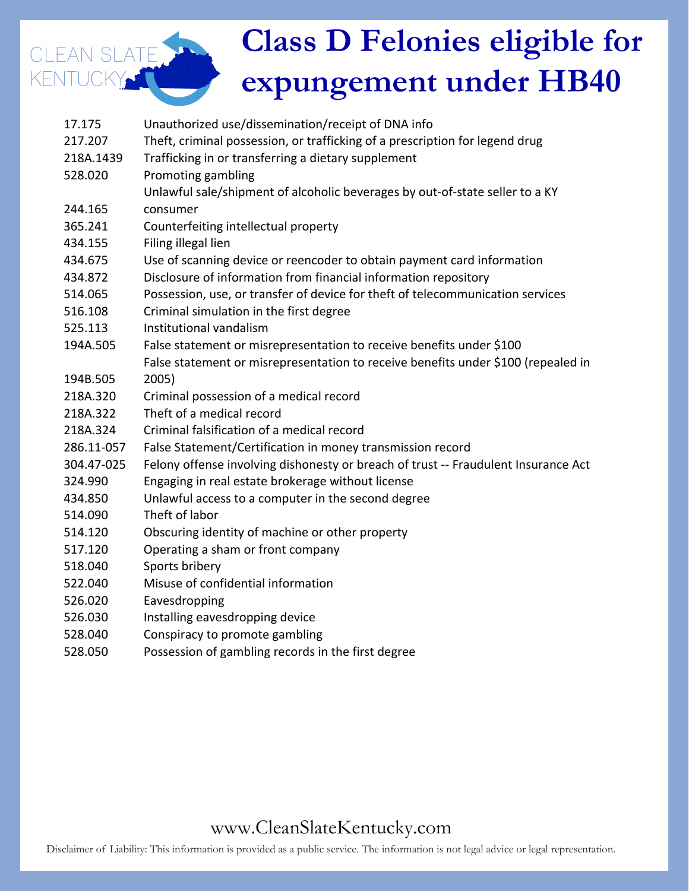CLEAN SLATE KENTUCKY

# Class D Felonies eligible for expungement under HB40

| | |
|---|---|
| 17.175 | Unauthorized use/dissemination/receipt of DNA info |
| 217.207 | Theft, criminal possession, or trafficking of a prescription for legend drug |
| 218A.1439 | Trafficking in or transferring a dietary supplement |
| 528.020 | Promoting gambling |
| 244.165 | Unlawful sale/shipment of alcoholic beverages by out-of-state seller to a KY consumer |
| 365.241 | Counterfeiting intellectual property |
| 434.155 | Filing illegal lien |
| 434.675 | Use of scanning device or reencoder to obtain payment card information |
| 434.872 | Disclosure of information from financial information repository |
| 514.065 | Possession, use, or transfer of device for theft of telecommunication services |
| 516.108 | Criminal simulation in the first degree |
| 525.113 | Institutional vandalism |
| 194A.505 | False statement or misrepresentation to receive benefits under $100 |
| 194B.505 | False statement or misrepresentation to receive benefits under $100 (repealed in 2005) |
| 218A.320 | Criminal possession of a medical record |
| 218A.322 | Theft of a medical record |
| 218A.324 | Criminal falsification of a medical record |
| 286.11-057 | False Statement/Certification in money transmission record |
| 304.47-025 | Felony offense involving dishonesty or breach of trust -- Fraudulent Insurance Act |
| 324.990 | Engaging in real estate brokerage without license |
| 434.850 | Unlawful access to a computer in the second degree |
| 514.090 | Theft of labor |
| 514.120 | Obscuring identity of machine or other property |
| 517.120 | Operating a sham or front company |
| 518.040 | Sports bribery |
| 522.040 | Misuse of confidential information |
| 526.020 | Eavesdropping |
| 526.030 | Installing eavesdropping device |
| 528.040 | Conspiracy to promote gambling |
| 528.050 | Possession of gambling records in the first degree |

www.CleanSlateKentucky.com

Disclaimer of Liability: This information is provided as a public service. The information is not legal advice or legal representation.